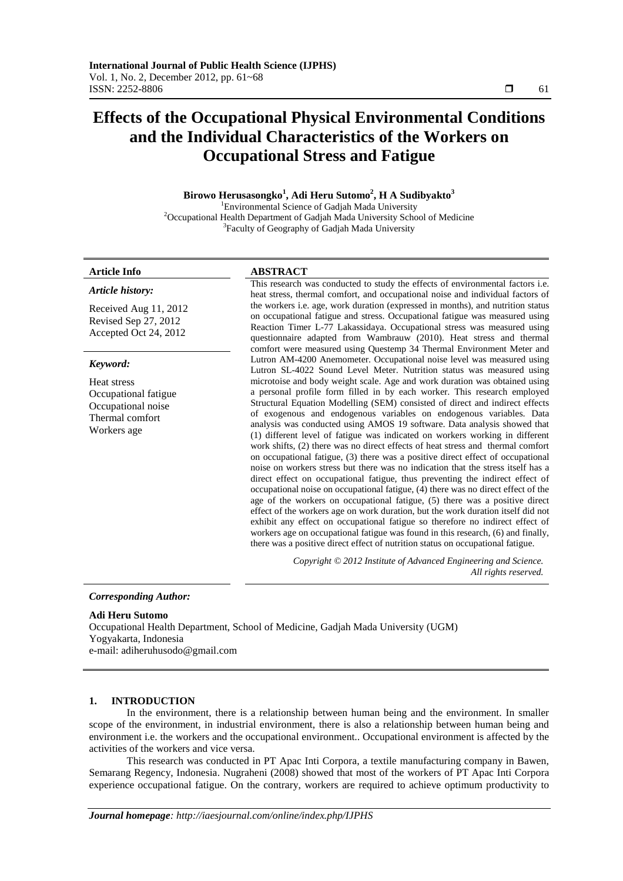# Effects of the Occupational Physical Environmental Conditions and the Individual Characteristics of the Workers on Occupational Stress and Fatigue

**Birowo Herusasongko[1], Adi Heru Sutomo[2], H A Sudibyakto[3]**

[1]Environmental Science of Gadjah Mada University
[2]Occupational Health Department of Gadjah Mada University School of Medicine
[3]Faculty of Geography of Gadjah Mada University

**Article Info**

*Article history:*

Received Aug 11, 2012
Revised Sep 27, 2012
Accepted Oct 24, 2012

*Keyword:*

Heat stress
Occupational fatigue
Occupational noise
Thermal comfort
Workers age

**ABSTRACT**

This research was conducted to study the effects of environmental factors i.e. heat stress, thermal comfort, and occupational noise and individual factors of the workers i.e. age, work duration (expressed in months), and nutrition status on occupational fatigue and stress. Occupational fatigue was measured using Reaction Timer L-77 Lakassidaya. Occupational stress was measured using questionnaire adapted from Wambrauw (2010). Heat stress and thermal comfort were measured using Questemp 34 Thermal Environment Meter and Lutron AM-4200 Anemometer. Occupational noise level was measured using Lutron SL-4022 Sound Level Meter. Nutrition status was measured using microtoise and body weight scale. Age and work duration was obtained using a personal profile form filled in by each worker. This research employed Structural Equation Modelling (SEM) consisted of direct and indirect effects of exogenous and endogenous variables on endogenous variables. Data analysis was conducted using AMOS 19 software. Data analysis showed that (1) different level of fatigue was indicated on workers working in different work shifts, (2) there was no direct effects of heat stress and thermal comfort on occupational fatigue, (3) there was a positive direct effect of occupational noise on workers stress but there was no indication that the stress itself has a direct effect on occupational fatigue, thus preventing the indirect effect of occupational noise on occupational fatigue, (4) there was no direct effect of the age of the workers on occupational fatigue, (5) there was a positive direct effect of the workers age on work duration, but the work duration itself did not exhibit any effect on occupational fatigue so therefore no indirect effect of workers age on occupational fatigue was found in this research, (6) and finally, there was a positive direct effect of nutrition status on occupational fatigue.

*Copyright © 2012 Institute of Advanced Engineering and Science. All rights reserved.*

*Corresponding Author:*

**Adi Heru Sutomo**
Occupational Health Department, School of Medicine, Gadjah Mada University (UGM)
Yogyakarta, Indonesia
e-mail: adiheruhusodo@gmail.com

## 1. INTRODUCTION

In the environment, there is a relationship between human being and the environment. In smaller scope of the environment, in industrial environment, there is also a relationship between human being and environment i.e. the workers and the occupational environment.. Occupational environment is affected by the activities of the workers and vice versa.

This research was conducted in PT Apac Inti Corpora, a textile manufacturing company in Bawen, Semarang Regency, Indonesia. Nugraheni (2008) showed that most of the workers of PT Apac Inti Corpora experience occupational fatigue. On the contrary, workers are required to achieve optimum productivity to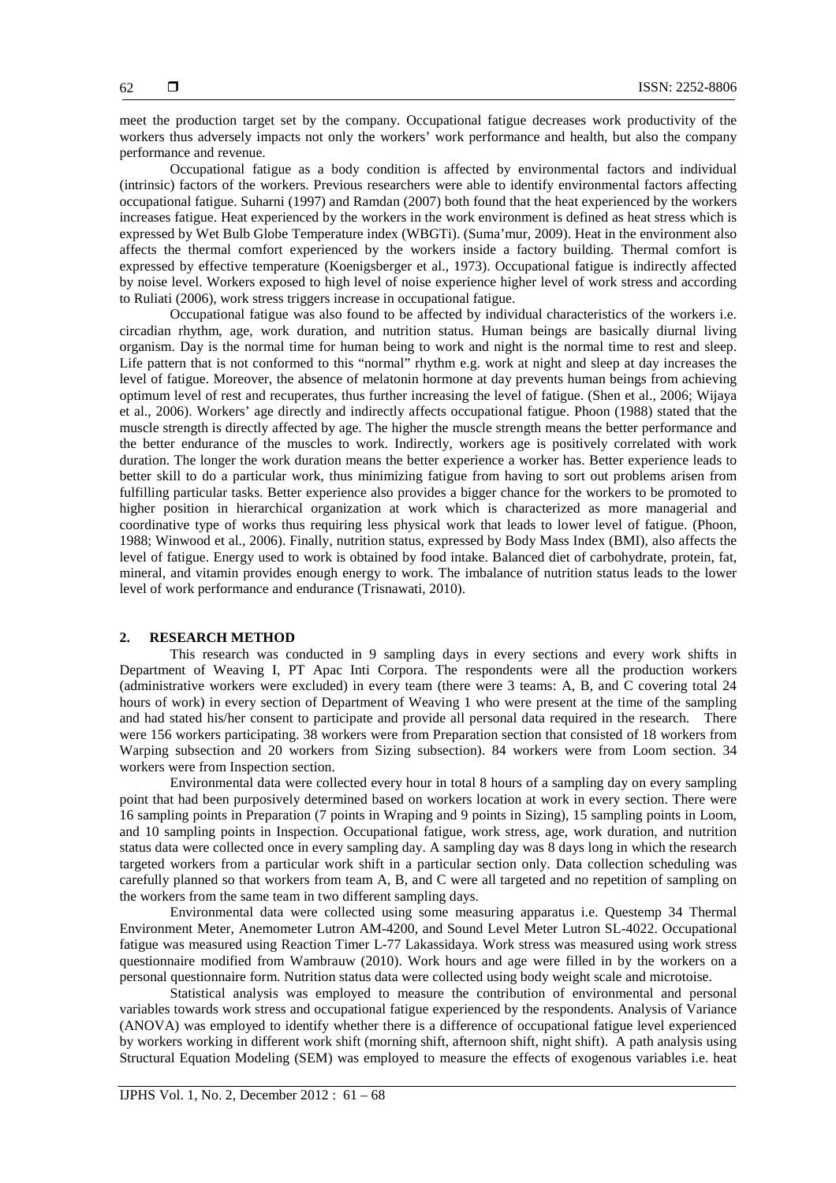meet the production target set by the company. Occupational fatigue decreases work productivity of the workers thus adversely impacts not only the workers' work performance and health, but also the company performance and revenue.

Occupational fatigue as a body condition is affected by environmental factors and individual (intrinsic) factors of the workers. Previous researchers were able to identify environmental factors affecting occupational fatigue. Suharni (1997) and Ramdan (2007) both found that the heat experienced by the workers increases fatigue. Heat experienced by the workers in the work environment is defined as heat stress which is expressed by Wet Bulb Globe Temperature index (WBGTi). (Suma'mur, 2009). Heat in the environment also affects the thermal comfort experienced by the workers inside a factory building. Thermal comfort is expressed by effective temperature (Koenigsberger et al., 1973). Occupational fatigue is indirectly affected by noise level. Workers exposed to high level of noise experience higher level of work stress and according to Ruliati (2006), work stress triggers increase in occupational fatigue.

Occupational fatigue was also found to be affected by individual characteristics of the workers i.e. circadian rhythm, age, work duration, and nutrition status. Human beings are basically diurnal living organism. Day is the normal time for human being to work and night is the normal time to rest and sleep. Life pattern that is not conformed to this "normal" rhythm e.g. work at night and sleep at day increases the level of fatigue. Moreover, the absence of melatonin hormone at day prevents human beings from achieving optimum level of rest and recuperates, thus further increasing the level of fatigue. (Shen et al., 2006; Wijaya et al., 2006). Workers' age directly and indirectly affects occupational fatigue. Phoon (1988) stated that the muscle strength is directly affected by age. The higher the muscle strength means the better performance and the better endurance of the muscles to work. Indirectly, workers age is positively correlated with work duration. The longer the work duration means the better experience a worker has. Better experience leads to better skill to do a particular work, thus minimizing fatigue from having to sort out problems arisen from fulfilling particular tasks. Better experience also provides a bigger chance for the workers to be promoted to higher position in hierarchical organization at work which is characterized as more managerial and coordinative type of works thus requiring less physical work that leads to lower level of fatigue. (Phoon, 1988; Winwood et al., 2006). Finally, nutrition status, expressed by Body Mass Index (BMI), also affects the level of fatigue. Energy used to work is obtained by food intake. Balanced diet of carbohydrate, protein, fat, mineral, and vitamin provides enough energy to work. The imbalance of nutrition status leads to the lower level of work performance and endurance (Trisnawati, 2010).

## 2. RESEARCH METHOD

This research was conducted in 9 sampling days in every sections and every work shifts in Department of Weaving I, PT Apac Inti Corpora. The respondents were all the production workers (administrative workers were excluded) in every team (there were 3 teams: A, B, and C covering total 24 hours of work) in every section of Department of Weaving 1 who were present at the time of the sampling and had stated his/her consent to participate and provide all personal data required in the research. There were 156 workers participating. 38 workers were from Preparation section that consisted of 18 workers from Warping subsection and 20 workers from Sizing subsection). 84 workers were from Loom section. 34 workers were from Inspection section.

Environmental data were collected every hour in total 8 hours of a sampling day on every sampling point that had been purposively determined based on workers location at work in every section. There were 16 sampling points in Preparation (7 points in Wraping and 9 points in Sizing), 15 sampling points in Loom, and 10 sampling points in Inspection. Occupational fatigue, work stress, age, work duration, and nutrition status data were collected once in every sampling day. A sampling day was 8 days long in which the research targeted workers from a particular work shift in a particular section only. Data collection scheduling was carefully planned so that workers from team A, B, and C were all targeted and no repetition of sampling on the workers from the same team in two different sampling days.

Environmental data were collected using some measuring apparatus i.e. Questemp 34 Thermal Environment Meter, Anemometer Lutron AM-4200, and Sound Level Meter Lutron SL-4022. Occupational fatigue was measured using Reaction Timer L-77 Lakassidaya. Work stress was measured using work stress questionnaire modified from Wambrauw (2010). Work hours and age were filled in by the workers on a personal questionnaire form. Nutrition status data were collected using body weight scale and microtoise.

Statistical analysis was employed to measure the contribution of environmental and personal variables towards work stress and occupational fatigue experienced by the respondents. Analysis of Variance (ANOVA) was employed to identify whether there is a difference of occupational fatigue level experienced by workers working in different work shift (morning shift, afternoon shift, night shift). A path analysis using Structural Equation Modeling (SEM) was employed to measure the effects of exogenous variables i.e. heat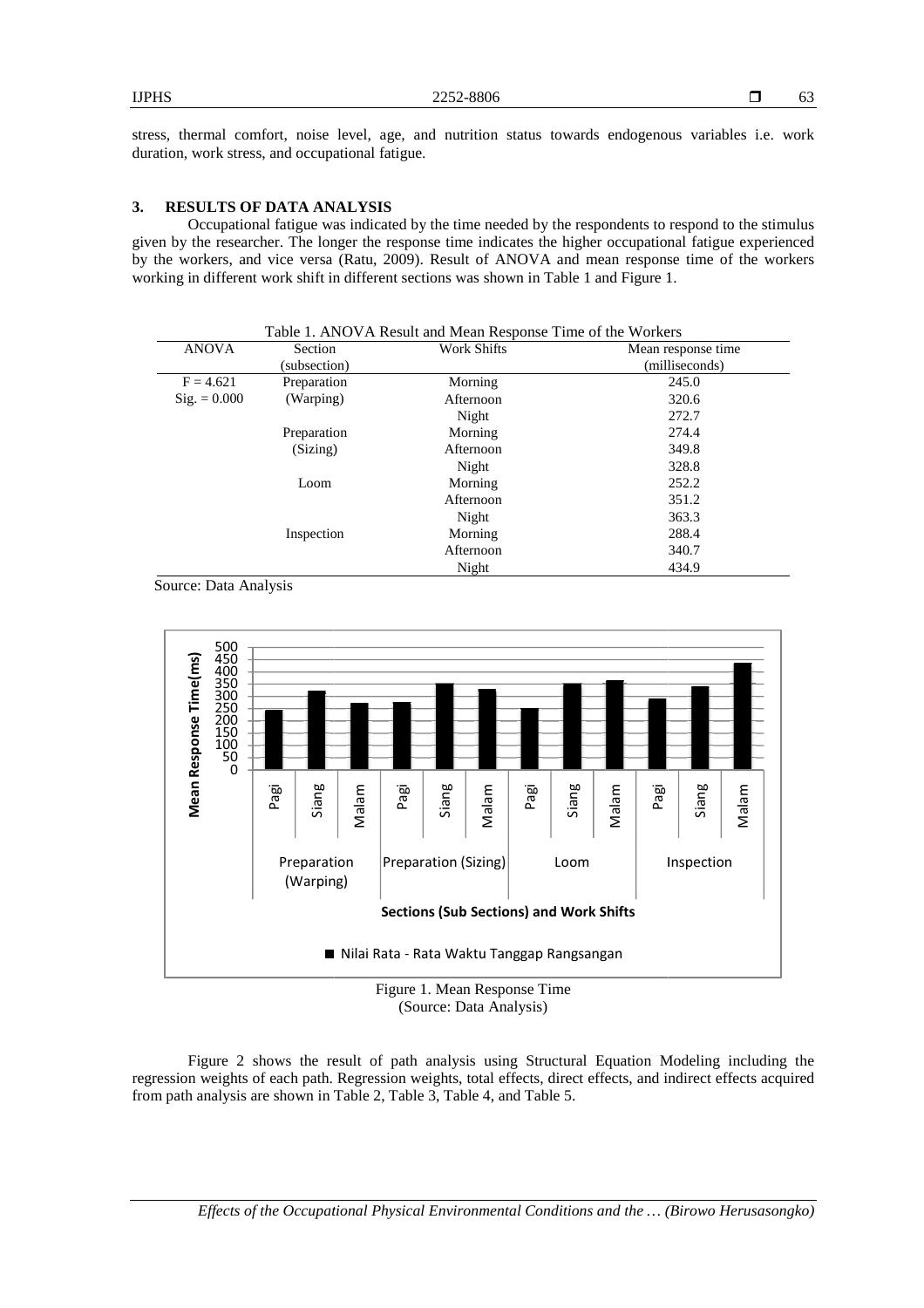stress, thermal comfort, noise level, age, and nutrition status towards endogenous variables i.e. work duration, work stress, and occupational fatigue.

## 3. RESULTS OF DATA ANALYSIS

Occupational fatigue was indicated by the time needed by the respondents to respond to the stimulus given by the researcher. The longer the response time indicates the higher occupational fatigue experienced by the workers, and vice versa (Ratu, 2009). Result of ANOVA and mean response time of the workers working in different work shift in different sections was shown in Table 1 and Figure 1.

Table 1. ANOVA Result and Mean Response Time of the Workers

| ANOVA | Section (subsection) | Work Shifts | Mean response time (milliseconds) |
|---|---|---|---|
| F = 4.621 | Preparation | Morning | 245.0 |
| Sig. = 0.000 | (Warping) | Afternoon | 320.6 |
| | | Night | 272.7 |
| | Preparation | Morning | 274.4 |
| | (Sizing) | Afternoon | 349.8 |
| | | Night | 328.8 |
| | Loom | Morning | 252.2 |
| | | Afternoon | 351.2 |
| | | Night | 363.3 |
| | Inspection | Morning | 288.4 |
| | | Afternoon | 340.7 |
| | | Night | 434.9 |

Source: Data Analysis

Figure 1. Mean Response Time
(Source: Data Analysis)

Figure 2 shows the result of path analysis using Structural Equation Modeling including the regression weights of each path. Regression weights, total effects, direct effects, and indirect effects acquired from path analysis are shown in Table 2, Table 3, Table 4, and Table 5.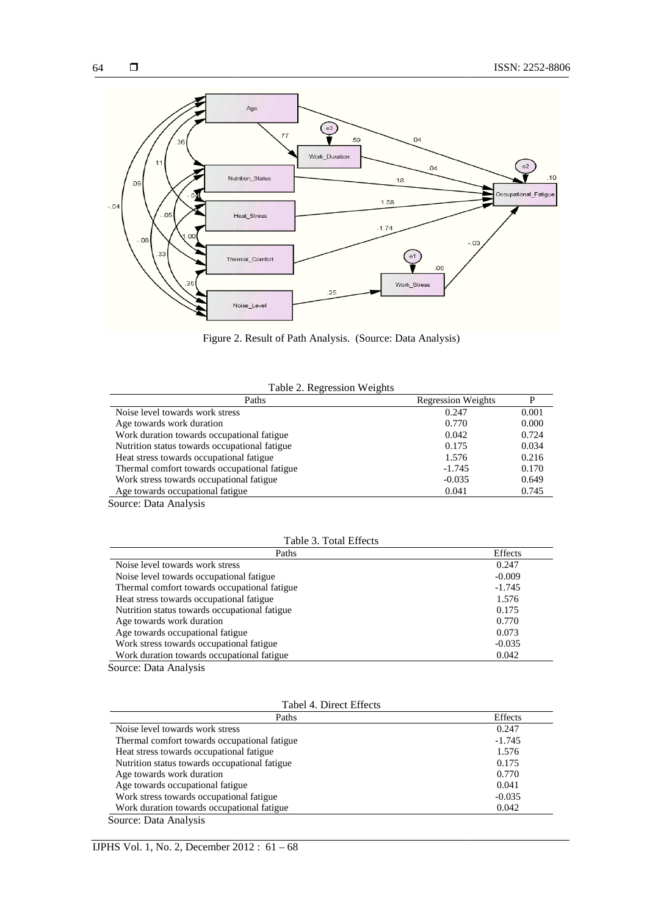Figure 2. Result of Path Analysis. (Source: Data Analysis)

Table 2. Regression Weights

| Paths | Regression Weights | P |
|---|---|---|
| Noise level towards work stress | 0.247 | 0.001 |
| Age towards work duration | 0.770 | 0.000 |
| Work duration towards occupational fatigue | 0.042 | 0.724 |
| Nutrition status towards occupational fatigue | 0.175 | 0.034 |
| Heat stress towards occupational fatigue | 1.576 | 0.216 |
| Thermal comfort towards occupational fatigue | -1.745 | 0.170 |
| Work stress towards occupational fatigue | -0.035 | 0.649 |
| Age towards occupational fatigue | 0.041 | 0.745 |

Source: Data Analysis

Table 3. Total Effects

| Paths | Effects |
|---|---|
| Noise level towards work stress | 0.247 |
| Noise level towards occupational fatigue | -0.009 |
| Thermal comfort towards occupational fatigue | -1.745 |
| Heat stress towards occupational fatigue | 1.576 |
| Nutrition status towards occupational fatigue | 0.175 |
| Age towards work duration | 0.770 |
| Age towards occupational fatigue | 0.073 |
| Work stress towards occupational fatigue | -0.035 |
| Work duration towards occupational fatigue | 0.042 |

Source: Data Analysis

Tabel 4. Direct Effects

| Paths | Effects |
|---|---|
| Noise level towards work stress | 0.247 |
| Thermal comfort towards occupational fatigue | -1.745 |
| Heat stress towards occupational fatigue | 1.576 |
| Nutrition status towards occupational fatigue | 0.175 |
| Age towards work duration | 0.770 |
| Age towards occupational fatigue | 0.041 |
| Work stress towards occupational fatigue | -0.035 |
| Work duration towards occupational fatigue | 0.042 |

Source: Data Analysis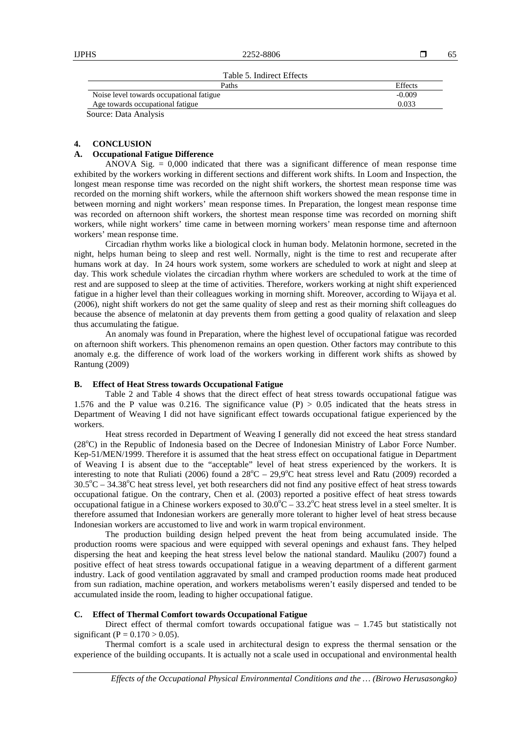Table 5. Indirect Effects

| Paths | Effects |
|---|---|
| Noise level towards occupational fatigue | -0.009 |
| Age towards occupational fatigue | 0.033 |

Source: Data Analysis

## 4. CONCLUSION

### A. Occupational Fatigue Difference

ANOVA Sig. = 0,000 indicated that there was a significant difference of mean response time exhibited by the workers working in different sections and different work shifts. In Loom and Inspection, the longest mean response time was recorded on the night shift workers, the shortest mean response time was recorded on the morning shift workers, while the afternoon shift workers showed the mean response time in between morning and night workers' mean response times. In Preparation, the longest mean response time was recorded on afternoon shift workers, the shortest mean response time was recorded on morning shift workers, while night workers' time came in between morning workers' mean response time and afternoon workers' mean response time.

Circadian rhythm works like a biological clock in human body. Melatonin hormone, secreted in the night, helps human being to sleep and rest well. Normally, night is the time to rest and recuperate after humans work at day. In 24 hours work system, some workers are scheduled to work at night and sleep at day. This work schedule violates the circadian rhythm where workers are scheduled to work at the time of rest and are supposed to sleep at the time of activities. Therefore, workers working at night shift experienced fatigue in a higher level than their colleagues working in morning shift. Moreover, according to Wijaya et al. (2006), night shift workers do not get the same quality of sleep and rest as their morning shift colleagues do because the absence of melatonin at day prevents them from getting a good quality of relaxation and sleep thus accumulating the fatigue.

An anomaly was found in Preparation, where the highest level of occupational fatigue was recorded on afternoon shift workers. This phenomenon remains an open question. Other factors may contribute to this anomaly e.g. the difference of work load of the workers working in different work shifts as showed by Rantung (2009)

### B. Effect of Heat Stress towards Occupational Fatigue

Table 2 and Table 4 shows that the direct effect of heat stress towards occupational fatigue was 1.576 and the P value was 0.216. The significance value $(P) > 0.05$ indicated that the heats stress in Department of Weaving I did not have significant effect towards occupational fatigue experienced by the workers.

Heat stress recorded in Department of Weaving I generally did not exceed the heat stress standard (28°C) in the Republic of Indonesia based on the Decree of Indonesian Ministry of Labor Force Number. Kep-51/MEN/1999. Therefore it is assumed that the heat stress effect on occupational fatigue in Department of Weaving I is absent due to the "acceptable" level of heat stress experienced by the workers. It is interesting to note that Ruliati (2006) found a 28°C – 29,9°C heat stress level and Ratu (2009) recorded a 30.5°C – 34.38°C heat stress level, yet both researchers did not find any positive effect of heat stress towards occupational fatigue. On the contrary, Chen et al. (2003) reported a positive effect of heat stress towards occupational fatigue in a Chinese workers exposed to 30.0°C – 33.2°C heat stress level in a steel smelter. It is therefore assumed that Indonesian workers are generally more tolerant to higher level of heat stress because Indonesian workers are accustomed to live and work in warm tropical environment.

The production building design helped prevent the heat from being accumulated inside. The production rooms were spacious and were equipped with several openings and exhaust fans. They helped dispersing the heat and keeping the heat stress level below the national standard. Mauliku (2007) found a positive effect of heat stress towards occupational fatigue in a weaving department of a different garment industry. Lack of good ventilation aggravated by small and cramped production rooms made heat produced from sun radiation, machine operation, and workers metabolisms weren't easily dispersed and tended to be accumulated inside the room, leading to higher occupational fatigue.

### C. Effect of Thermal Comfort towards Occupational Fatigue

Direct effect of thermal comfort towards occupational fatigue was – 1.745 but statistically not significant $(P = 0.170 > 0.05)$.

Thermal comfort is a scale used in architectural design to express the thermal sensation or the experience of the building occupants. It is actually not a scale used in occupational and environmental health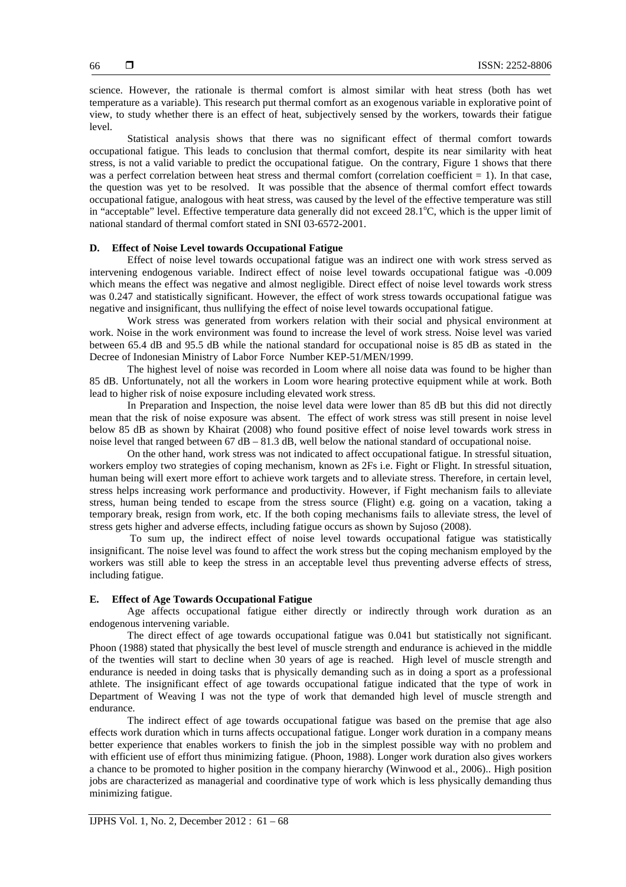science. However, the rationale is thermal comfort is almost similar with heat stress (both has wet temperature as a variable). This research put thermal comfort as an exogenous variable in explorative point of view, to study whether there is an effect of heat, subjectively sensed by the workers, towards their fatigue level.

Statistical analysis shows that there was no significant effect of thermal comfort towards occupational fatigue. This leads to conclusion that thermal comfort, despite its near similarity with heat stress, is not a valid variable to predict the occupational fatigue. On the contrary, Figure 1 shows that there was a perfect correlation between heat stress and thermal comfort (correlation coefficient = 1). In that case, the question was yet to be resolved. It was possible that the absence of thermal comfort effect towards occupational fatigue, analogous with heat stress, was caused by the level of the effective temperature was still in "acceptable" level. Effective temperature data generally did not exceed 28.1°C, which is the upper limit of national standard of thermal comfort stated in SNI 03-6572-2001.

### D. Effect of Noise Level towards Occupational Fatigue

Effect of noise level towards occupational fatigue was an indirect one with work stress served as intervening endogenous variable. Indirect effect of noise level towards occupational fatigue was -0.009 which means the effect was negative and almost negligible. Direct effect of noise level towards work stress was 0.247 and statistically significant. However, the effect of work stress towards occupational fatigue was negative and insignificant, thus nullifying the effect of noise level towards occupational fatigue.

Work stress was generated from workers relation with their social and physical environment at work. Noise in the work environment was found to increase the level of work stress. Noise level was varied between 65.4 dB and 95.5 dB while the national standard for occupational noise is 85 dB as stated in the Decree of Indonesian Ministry of Labor Force Number KEP-51/MEN/1999.

The highest level of noise was recorded in Loom where all noise data was found to be higher than 85 dB. Unfortunately, not all the workers in Loom wore hearing protective equipment while at work. Both lead to higher risk of noise exposure including elevated work stress.

In Preparation and Inspection, the noise level data were lower than 85 dB but this did not directly mean that the risk of noise exposure was absent. The effect of work stress was still present in noise level below 85 dB as shown by Khairat (2008) who found positive effect of noise level towards work stress in noise level that ranged between 67 dB – 81.3 dB, well below the national standard of occupational noise.

On the other hand, work stress was not indicated to affect occupational fatigue. In stressful situation, workers employ two strategies of coping mechanism, known as 2Fs i.e. Fight or Flight. In stressful situation, human being will exert more effort to achieve work targets and to alleviate stress. Therefore, in certain level, stress helps increasing work performance and productivity. However, if Fight mechanism fails to alleviate stress, human being tended to escape from the stress source (Flight) e.g. going on a vacation, taking a temporary break, resign from work, etc. If the both coping mechanisms fails to alleviate stress, the level of stress gets higher and adverse effects, including fatigue occurs as shown by Sujoso (2008).

To sum up, the indirect effect of noise level towards occupational fatigue was statistically insignificant. The noise level was found to affect the work stress but the coping mechanism employed by the workers was still able to keep the stress in an acceptable level thus preventing adverse effects of stress, including fatigue.

### E. Effect of Age Towards Occupational Fatigue

Age affects occupational fatigue either directly or indirectly through work duration as an endogenous intervening variable.

The direct effect of age towards occupational fatigue was 0.041 but statistically not significant. Phoon (1988) stated that physically the best level of muscle strength and endurance is achieved in the middle of the twenties will start to decline when 30 years of age is reached. High level of muscle strength and endurance is needed in doing tasks that is physically demanding such as in doing a sport as a professional athlete. The insignificant effect of age towards occupational fatigue indicated that the type of work in Department of Weaving I was not the type of work that demanded high level of muscle strength and endurance.

The indirect effect of age towards occupational fatigue was based on the premise that age also effects work duration which in turns affects occupational fatigue. Longer work duration in a company means better experience that enables workers to finish the job in the simplest possible way with no problem and with efficient use of effort thus minimizing fatigue. (Phoon, 1988). Longer work duration also gives workers a chance to be promoted to higher position in the company hierarchy (Winwood et al., 2006).. High position jobs are characterized as managerial and coordinative type of work which is less physically demanding thus minimizing fatigue.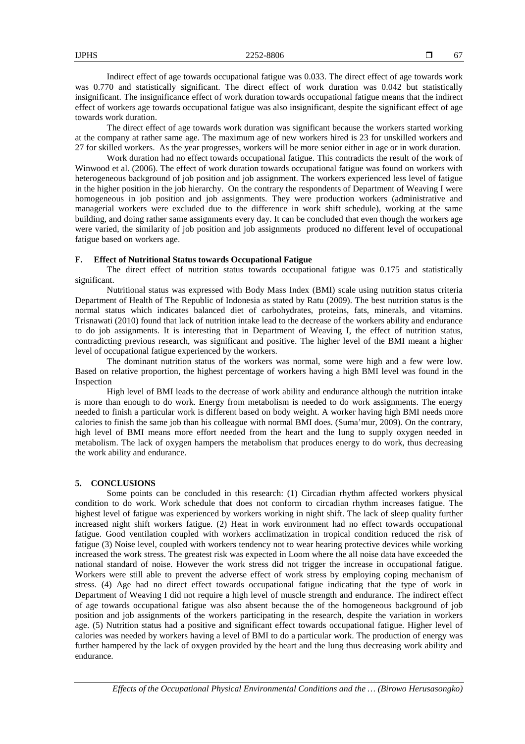Indirect effect of age towards occupational fatigue was 0.033. The direct effect of age towards work was 0.770 and statistically significant. The direct effect of work duration was 0.042 but statistically insignificant. The insignificance effect of work duration towards occupational fatigue means that the indirect effect of workers age towards occupational fatigue was also insignificant, despite the significant effect of age towards work duration.

The direct effect of age towards work duration was significant because the workers started working at the company at rather same age. The maximum age of new workers hired is 23 for unskilled workers and 27 for skilled workers. As the year progresses, workers will be more senior either in age or in work duration.

Work duration had no effect towards occupational fatigue. This contradicts the result of the work of Winwood et al. (2006). The effect of work duration towards occupational fatigue was found on workers with heterogeneous background of job position and job assignment. The workers experienced less level of fatigue in the higher position in the job hierarchy. On the contrary the respondents of Department of Weaving I were homogeneous in job position and job assignments. They were production workers (administrative and managerial workers were excluded due to the difference in work shift schedule), working at the same building, and doing rather same assignments every day. It can be concluded that even though the workers age were varied, the similarity of job position and job assignments produced no different level of occupational fatigue based on workers age.

### F. Effect of Nutritional Status towards Occupational Fatigue

The direct effect of nutrition status towards occupational fatigue was 0.175 and statistically significant.

Nutritional status was expressed with Body Mass Index (BMI) scale using nutrition status criteria Department of Health of The Republic of Indonesia as stated by Ratu (2009). The best nutrition status is the normal status which indicates balanced diet of carbohydrates, proteins, fats, minerals, and vitamins. Trisnawati (2010) found that lack of nutrition intake lead to the decrease of the workers ability and endurance to do job assignments. It is interesting that in Department of Weaving I, the effect of nutrition status, contradicting previous research, was significant and positive. The higher level of the BMI meant a higher level of occupational fatigue experienced by the workers.

The dominant nutrition status of the workers was normal, some were high and a few were low. Based on relative proportion, the highest percentage of workers having a high BMI level was found in the Inspection

High level of BMI leads to the decrease of work ability and endurance although the nutrition intake is more than enough to do work. Energy from metabolism is needed to do work assignments. The energy needed to finish a particular work is different based on body weight. A worker having high BMI needs more calories to finish the same job than his colleague with normal BMI does. (Suma'mur, 2009). On the contrary, high level of BMI means more effort needed from the heart and the lung to supply oxygen needed in metabolism. The lack of oxygen hampers the metabolism that produces energy to do work, thus decreasing the work ability and endurance.

## 5. CONCLUSIONS

Some points can be concluded in this research: (1) Circadian rhythm affected workers physical condition to do work. Work schedule that does not conform to circadian rhythm increases fatigue. The highest level of fatigue was experienced by workers working in night shift. The lack of sleep quality further increased night shift workers fatigue. (2) Heat in work environment had no effect towards occupational fatigue. Good ventilation coupled with workers acclimatization in tropical condition reduced the risk of fatigue (3) Noise level, coupled with workers tendency not to wear hearing protective devices while working increased the work stress. The greatest risk was expected in Loom where the all noise data have exceeded the national standard of noise. However the work stress did not trigger the increase in occupational fatigue. Workers were still able to prevent the adverse effect of work stress by employing coping mechanism of stress. (4) Age had no direct effect towards occupational fatigue indicating that the type of work in Department of Weaving I did not require a high level of muscle strength and endurance. The indirect effect of age towards occupational fatigue was also absent because the of the homogeneous background of job position and job assignments of the workers participating in the research, despite the variation in workers age. (5) Nutrition status had a positive and significant effect towards occupational fatigue. Higher level of calories was needed by workers having a level of BMI to do a particular work. The production of energy was further hampered by the lack of oxygen provided by the heart and the lung thus decreasing work ability and endurance.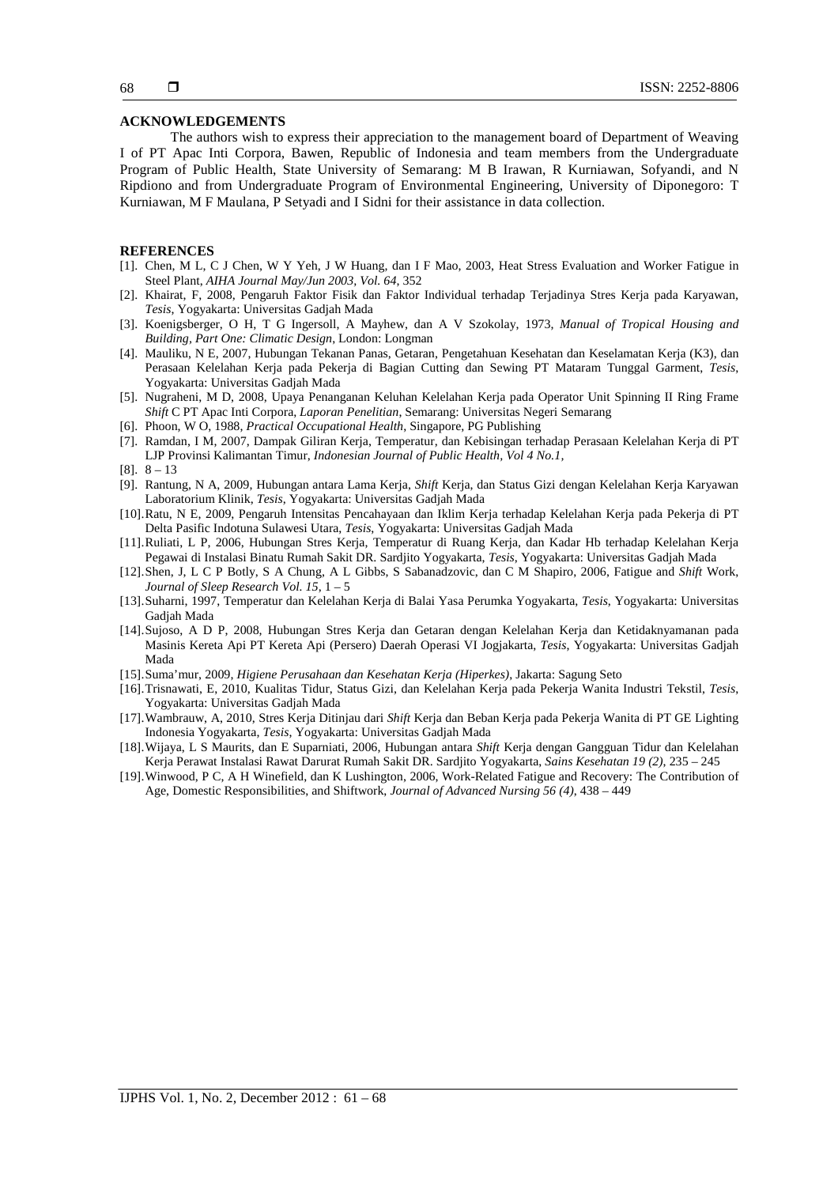## ACKNOWLEDGEMENTS

The authors wish to express their appreciation to the management board of Department of Weaving I of PT Apac Inti Corpora, Bawen, Republic of Indonesia and team members from the Undergraduate Program of Public Health, State University of Semarang: M B Irawan, R Kurniawan, Sofyandi, and N Ripdiono and from Undergraduate Program of Environmental Engineering, University of Diponegoro: T Kurniawan, M F Maulana, P Setyadi and I Sidni for their assistance in data collection.

## REFERENCES

[1]. Chen, M L, C J Chen, W Y Yeh, J W Huang, dan I F Mao, 2003, Heat Stress Evaluation and Worker Fatigue in Steel Plant, *AIHA Journal May/Jun 2003, Vol. 64*, 352

[2]. Khairat, F, 2008, Pengaruh Faktor Fisik dan Faktor Individual terhadap Terjadinya Stres Kerja pada Karyawan, *Tesis*, Yogyakarta: Universitas Gadjah Mada

[3]. Koenigsberger, O H, T G Ingersoll, A Mayhew, dan A V Szokolay, 1973, *Manual of Tropical Housing and Building, Part One: Climatic Design*, London: Longman

[4]. Mauliku, N E, 2007, Hubungan Tekanan Panas, Getaran, Pengetahuan Kesehatan dan Keselamatan Kerja (K3), dan Perasaan Kelelahan Kerja pada Pekerja di Bagian Cutting dan Sewing PT Mataram Tunggal Garment, *Tesis*, Yogyakarta: Universitas Gadjah Mada

[5]. Nugraheni, M D, 2008, Upaya Penanganan Keluhan Kelelahan Kerja pada Operator Unit Spinning II Ring Frame *Shift* C PT Apac Inti Corpora, *Laporan Penelitian*, Semarang: Universitas Negeri Semarang

[6]. Phoon, W O, 1988, *Practical Occupational Health*, Singapore, PG Publishing

[7]. Ramdan, I M, 2007, Dampak Giliran Kerja, Temperatur, dan Kebisingan terhadap Perasaan Kelelahan Kerja di PT LJP Provinsi Kalimantan Timur, *Indonesian Journal of Public Health, Vol 4 No.1*,

[8]. 8 – 13

[9]. Rantung, N A, 2009, Hubungan antara Lama Kerja, *Shift* Kerja, dan Status Gizi dengan Kelelahan Kerja Karyawan Laboratorium Klinik, *Tesis*, Yogyakarta: Universitas Gadjah Mada

[10]. Ratu, N E, 2009, Pengaruh Intensitas Pencahayaan dan Iklim Kerja terhadap Kelelahan Kerja pada Pekerja di PT Delta Pasific Indotuna Sulawesi Utara, *Tesis*, Yogyakarta: Universitas Gadjah Mada

[11]. Ruliati, L P, 2006, Hubungan Stres Kerja, Temperatur di Ruang Kerja, dan Kadar Hb terhadap Kelelahan Kerja Pegawai di Instalasi Binatu Rumah Sakit DR. Sardjito Yogyakarta, *Tesis*, Yogyakarta: Universitas Gadjah Mada

[12]. Shen, J, L C P Botly, S A Chung, A L Gibbs, S Sabanadzovic, dan C M Shapiro, 2006, Fatigue and *Shift* Work, *Journal of Sleep Research Vol. 15*, 1 – 5

[13]. Suharni, 1997, Temperatur dan Kelelahan Kerja di Balai Yasa Perumka Yogyakarta, *Tesis*, Yogyakarta: Universitas Gadjah Mada

[14]. Sujoso, A D P, 2008, Hubungan Stres Kerja dan Getaran dengan Kelelahan Kerja dan Ketidaknyamanan pada Masinis Kereta Api PT Kereta Api (Persero) Daerah Operasi VI Jogjakarta, *Tesis*, Yogyakarta: Universitas Gadjah Mada

[15]. Suma'mur, 2009, *Higiene Perusahaan dan Kesehatan Kerja (Hiperkes)*, Jakarta: Sagung Seto

[16]. Trisnawati, E, 2010, Kualitas Tidur, Status Gizi, dan Kelelahan Kerja pada Pekerja Wanita Industri Tekstil, *Tesis*, Yogyakarta: Universitas Gadjah Mada

[17]. Wambrauw, A, 2010, Stres Kerja Ditinjau dari *Shift* Kerja dan Beban Kerja pada Pekerja Wanita di PT GE Lighting Indonesia Yogyakarta, *Tesis*, Yogyakarta: Universitas Gadjah Mada

[18]. Wijaya, L S Maurits, dan E Suparniati, 2006, Hubungan antara *Shift* Kerja dengan Gangguan Tidur dan Kelelahan Kerja Perawat Instalasi Rawat Darurat Rumah Sakit DR. Sardjito Yogyakarta, *Sains Kesehatan 19 (2)*, 235 – 245

[19]. Winwood, P C, A H Winefield, dan K Lushington, 2006, Work-Related Fatigue and Recovery: The Contribution of Age, Domestic Responsibilities, and Shiftwork, *Journal of Advanced Nursing 56 (4)*, 438 – 449